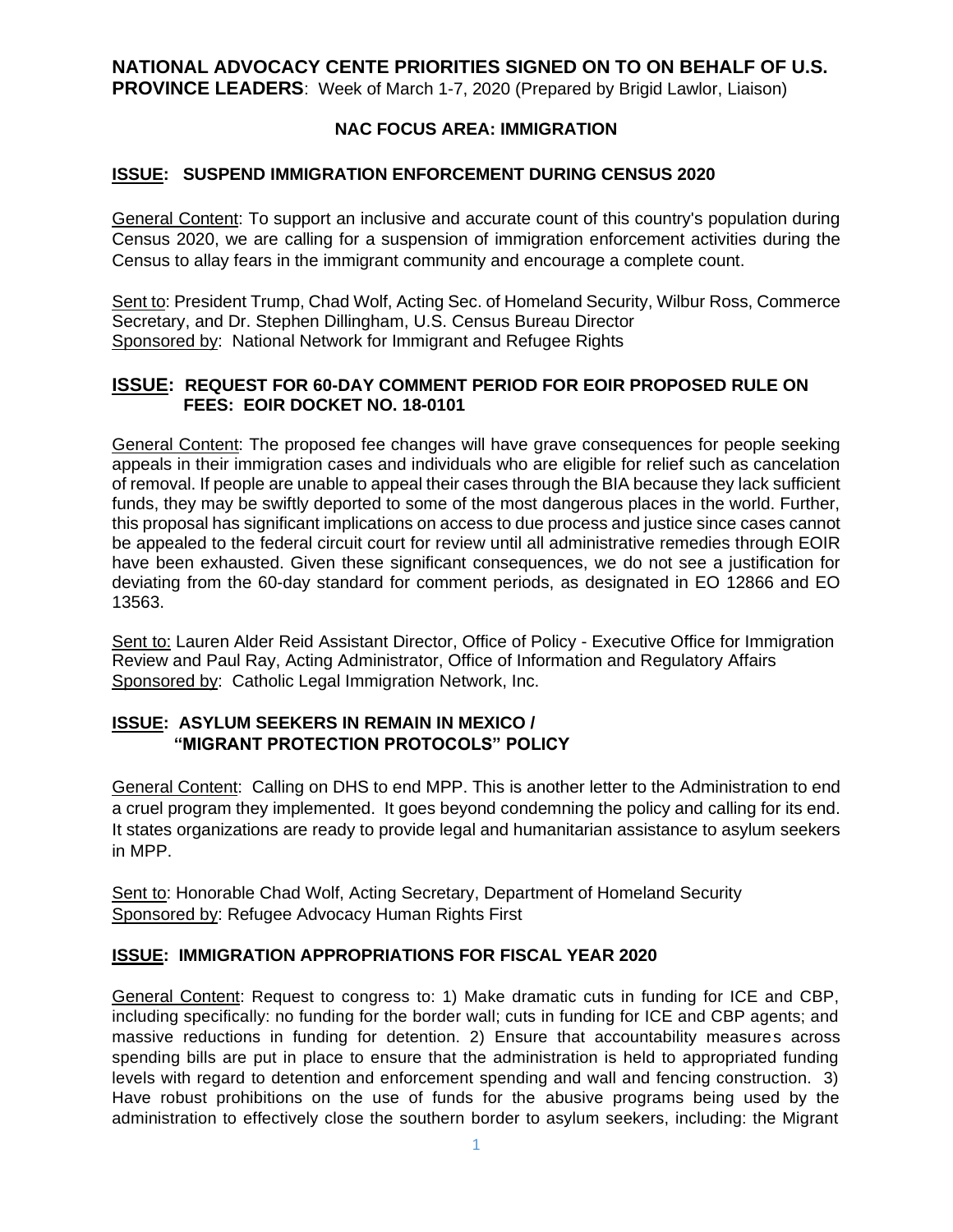# NATIONAL ADVOCACY CENTE PRIORITIES SIGNED ON TO ON BEHALF OF U.S. PROVINCE LEADERS: Week of March 1-7, 2020 (Prepared by Brigid Lawlor, Liaison)

## NAC FOCUS AREA: IMMIGRATION

### ISSUE: SUSPEND IMMIGRATION ENFORCEMENT DURING CENSUS 2020

General Content: To support an inclusive and accurate count of this country's population during Census 2020, we are calling for a suspension of immigration enforcement activities during the Census to allay fears in the immigrant community and encourage a complete count.

Sent to: President Trump, Chad Wolf, Acting Sec. of Homeland Security, Wilbur Ross, Commerce Secretary, and Dr. Stephen Dillingham, U.S. Census Bureau Director
Sponsored by: National Network for Immigrant and Refugee Rights

### ISSUE: REQUEST FOR 60-DAY COMMENT PERIOD FOR EOIR PROPOSED RULE ON FEES: EOIR DOCKET NO. 18-0101

General Content: The proposed fee changes will have grave consequences for people seeking appeals in their immigration cases and individuals who are eligible for relief such as cancelation of removal. If people are unable to appeal their cases through the BIA because they lack sufficient funds, they may be swiftly deported to some of the most dangerous places in the world. Further, this proposal has significant implications on access to due process and justice since cases cannot be appealed to the federal circuit court for review until all administrative remedies through EOIR have been exhausted. Given these significant consequences, we do not see a justification for deviating from the 60-day standard for comment periods, as designated in EO 12866 and EO 13563.

Sent to: Lauren Alder Reid Assistant Director, Office of Policy - Executive Office for Immigration Review and Paul Ray, Acting Administrator, Office of Information and Regulatory Affairs
Sponsored by: Catholic Legal Immigration Network, Inc.

### ISSUE: ASYLUM SEEKERS IN REMAIN IN MEXICO / "MIGRANT PROTECTION PROTOCOLS" POLICY

General Content: Calling on DHS to end MPP. This is another letter to the Administration to end a cruel program they implemented. It goes beyond condemning the policy and calling for its end. It states organizations are ready to provide legal and humanitarian assistance to asylum seekers in MPP.

Sent to: Honorable Chad Wolf, Acting Secretary, Department of Homeland Security
Sponsored by: Refugee Advocacy Human Rights First

### ISSUE: IMMIGRATION APPROPRIATIONS FOR FISCAL YEAR 2020

General Content: Request to congress to: 1) Make dramatic cuts in funding for ICE and CBP, including specifically: no funding for the border wall; cuts in funding for ICE and CBP agents; and massive reductions in funding for detention. 2) Ensure that accountability measures across spending bills are put in place to ensure that the administration is held to appropriated funding levels with regard to detention and enforcement spending and wall and fencing construction. 3) Have robust prohibitions on the use of funds for the abusive programs being used by the administration to effectively close the southern border to asylum seekers, including: the Migrant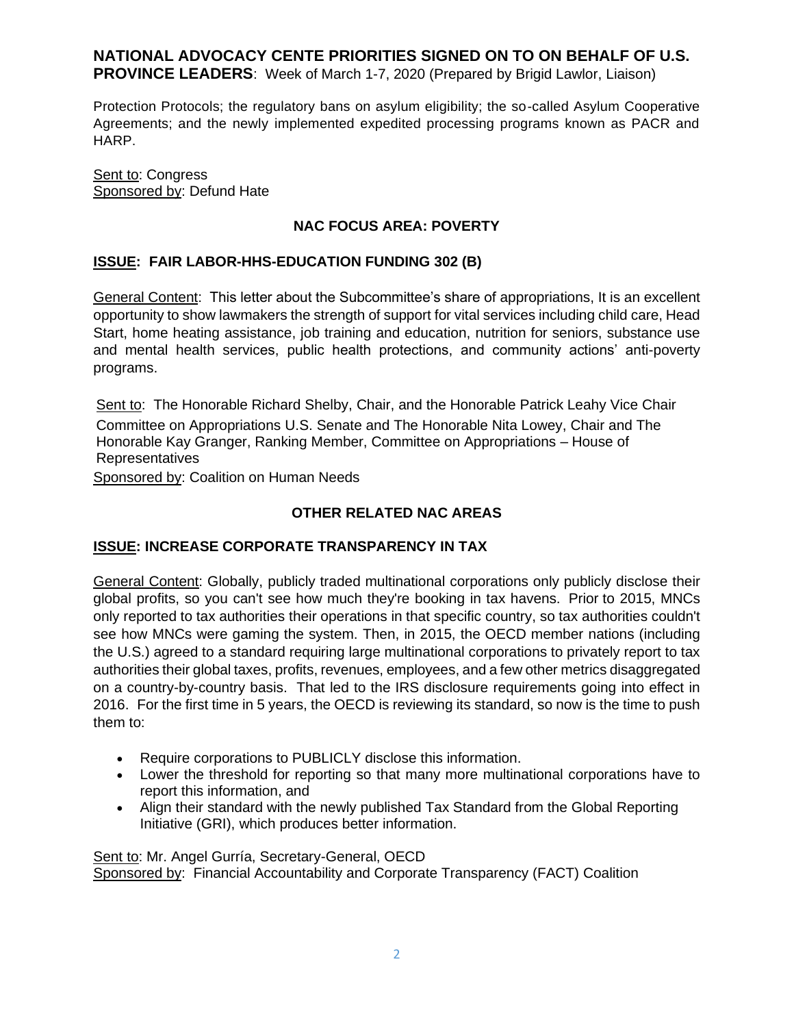**NATIONAL ADVOCACY CENTE PRIORITIES SIGNED ON TO ON BEHALF OF U.S. PROVINCE LEADERS**: Week of March 1-7, 2020 (Prepared by Brigid Lawlor, Liaison)

Protection Protocols; the regulatory bans on asylum eligibility; the so-called Asylum Cooperative Agreements; and the newly implemented expedited processing programs known as PACR and HARP.

Sent to: Congress
Sponsored by: Defund Hate

## NAC FOCUS AREA: POVERTY

### ISSUE: FAIR LABOR-HHS-EDUCATION FUNDING 302 (B)

General Content: This letter about the Subcommittee's share of appropriations, It is an excellent opportunity to show lawmakers the strength of support for vital services including child care, Head Start, home heating assistance, job training and education, nutrition for seniors, substance use and mental health services, public health protections, and community actions' anti-poverty programs.

Sent to: The Honorable Richard Shelby, Chair, and the Honorable Patrick Leahy Vice Chair Committee on Appropriations U.S. Senate and The Honorable Nita Lowey, Chair and The Honorable Kay Granger, Ranking Member, Committee on Appropriations – House of Representatives
Sponsored by: Coalition on Human Needs

## OTHER RELATED NAC AREAS

### ISSUE: INCREASE CORPORATE TRANSPARENCY IN TAX

General Content: Globally, publicly traded multinational corporations only publicly disclose their global profits, so you can't see how much they're booking in tax havens. Prior to 2015, MNCs only reported to tax authorities their operations in that specific country, so tax authorities couldn't see how MNCs were gaming the system. Then, in 2015, the OECD member nations (including the U.S.) agreed to a standard requiring large multinational corporations to privately report to tax authorities their global taxes, profits, revenues, employees, and a few other metrics disaggregated on a country-by-country basis. That led to the IRS disclosure requirements going into effect in 2016. For the first time in 5 years, the OECD is reviewing its standard, so now is the time to push them to:

- Require corporations to PUBLICLY disclose this information.
- Lower the threshold for reporting so that many more multinational corporations have to report this information, and
- Align their standard with the newly published Tax Standard from the Global Reporting Initiative (GRI), which produces better information.

Sent to: Mr. Angel Gurría, Secretary-General, OECD
Sponsored by: Financial Accountability and Corporate Transparency (FACT) Coalition